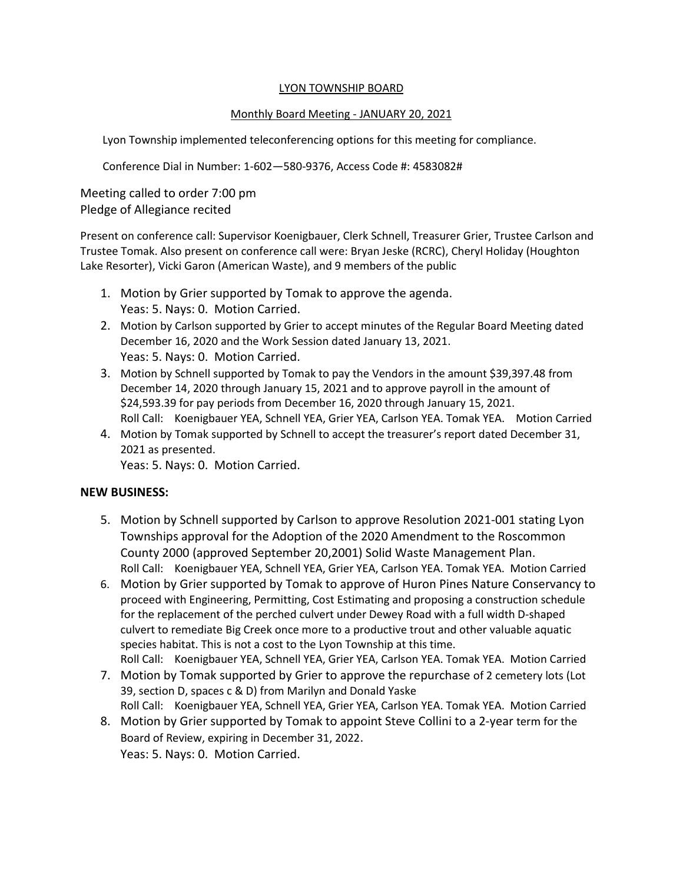# LYON TOWNSHIP BOARD

## Monthly Board Meeting - JANUARY 20, 2021

Lyon Township implemented teleconferencing options for this meeting for compliance.

Conference Dial in Number: 1-602—580-9376, Access Code #: 4583082#

Meeting called to order 7:00 pm
Pledge of Allegiance recited

Present on conference call: Supervisor Koenigbauer, Clerk Schnell, Treasurer Grier, Trustee Carlson and Trustee Tomak. Also present on conference call were: Bryan Jeske (RCRC), Cheryl Holiday (Houghton Lake Resorter), Vicki Garon (American Waste), and 9 members of the public

1. Motion by Grier supported by Tomak to approve the agenda.
   Yeas: 5. Nays: 0. Motion Carried.
2. Motion by Carlson supported by Grier to accept minutes of the Regular Board Meeting dated December 16, 2020 and the Work Session dated January 13, 2021.
   Yeas: 5. Nays: 0. Motion Carried.
3. Motion by Schnell supported by Tomak to pay the Vendors in the amount $39,397.48 from December 14, 2020 through January 15, 2021 and to approve payroll in the amount of $24,593.39 for pay periods from December 16, 2020 through January 15, 2021.
   Roll Call: Koenigbauer YEA, Schnell YEA, Grier YEA, Carlson YEA. Tomak YEA. Motion Carried
4. Motion by Tomak supported by Schnell to accept the treasurer's report dated December 31, 2021 as presented.
   Yeas: 5. Nays: 0. Motion Carried.

**NEW BUSINESS:**

5. Motion by Schnell supported by Carlson to approve Resolution 2021-001 stating Lyon Townships approval for the Adoption of the 2020 Amendment to the Roscommon County 2000 (approved September 20,2001) Solid Waste Management Plan.
   Roll Call: Koenigbauer YEA, Schnell YEA, Grier YEA, Carlson YEA. Tomak YEA. Motion Carried
6. Motion by Grier supported by Tomak to approve of Huron Pines Nature Conservancy to proceed with Engineering, Permitting, Cost Estimating and proposing a construction schedule for the replacement of the perched culvert under Dewey Road with a full width D-shaped culvert to remediate Big Creek once more to a productive trout and other valuable aquatic species habitat. This is not a cost to the Lyon Township at this time.
   Roll Call: Koenigbauer YEA, Schnell YEA, Grier YEA, Carlson YEA. Tomak YEA. Motion Carried
7. Motion by Tomak supported by Grier to approve the repurchase of 2 cemetery lots (Lot 39, section D, spaces c & D) from Marilyn and Donald Yaske
   Roll Call: Koenigbauer YEA, Schnell YEA, Grier YEA, Carlson YEA. Tomak YEA. Motion Carried
8. Motion by Grier supported by Tomak to appoint Steve Collini to a 2-year term for the Board of Review, expiring in December 31, 2022.
   Yeas: 5. Nays: 0. Motion Carried.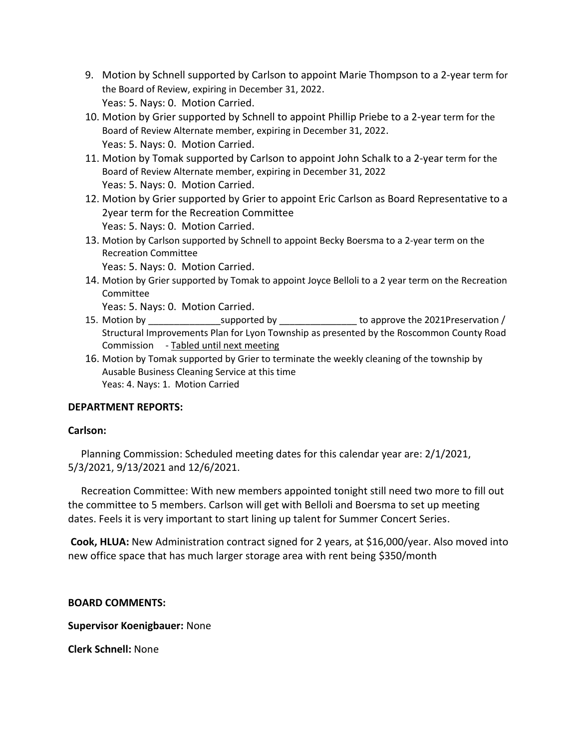9. Motion by Schnell supported by Carlson to appoint Marie Thompson to a 2-year term for the Board of Review, expiring in December 31, 2022.
   Yeas: 5. Nays: 0. Motion Carried.
10. Motion by Grier supported by Schnell to appoint Phillip Priebe to a 2-year term for the Board of Review Alternate member, expiring in December 31, 2022.
    Yeas: 5. Nays: 0. Motion Carried.
11. Motion by Tomak supported by Carlson to appoint John Schalk to a 2-year term for the Board of Review Alternate member, expiring in December 31, 2022
    Yeas: 5. Nays: 0. Motion Carried.
12. Motion by Grier supported by Grier to appoint Eric Carlson as Board Representative to a 2year term for the Recreation Committee
    Yeas: 5. Nays: 0. Motion Carried.
13. Motion by Carlson supported by Schnell to appoint Becky Boersma to a 2-year term on the Recreation Committee
    Yeas: 5. Nays: 0. Motion Carried.
14. Motion by Grier supported by Tomak to appoint Joyce Belloli to a 2 year term on the Recreation Committee
    Yeas: 5. Nays: 0. Motion Carried.
15. Motion by ______________supported by _______________ to approve the 2021Preservation / Structural Improvements Plan for Lyon Township as presented by the Roscommon County Road Commission - Tabled until next meeting
16. Motion by Tomak supported by Grier to terminate the weekly cleaning of the township by Ausable Business Cleaning Service at this time
    Yeas: 4. Nays: 1. Motion Carried

**DEPARTMENT REPORTS:**

**Carlson:**

Planning Commission: Scheduled meeting dates for this calendar year are: 2/1/2021, 5/3/2021, 9/13/2021 and 12/6/2021.

Recreation Committee: With new members appointed tonight still need two more to fill out the committee to 5 members. Carlson will get with Belloli and Boersma to set up meeting dates. Feels it is very important to start lining up talent for Summer Concert Series.

**Cook, HLUA:** New Administration contract signed for 2 years, at $16,000/year. Also moved into new office space that has much larger storage area with rent being $350/month

**BOARD COMMENTS:**

**Supervisor Koenigbauer:** None

**Clerk Schnell:** None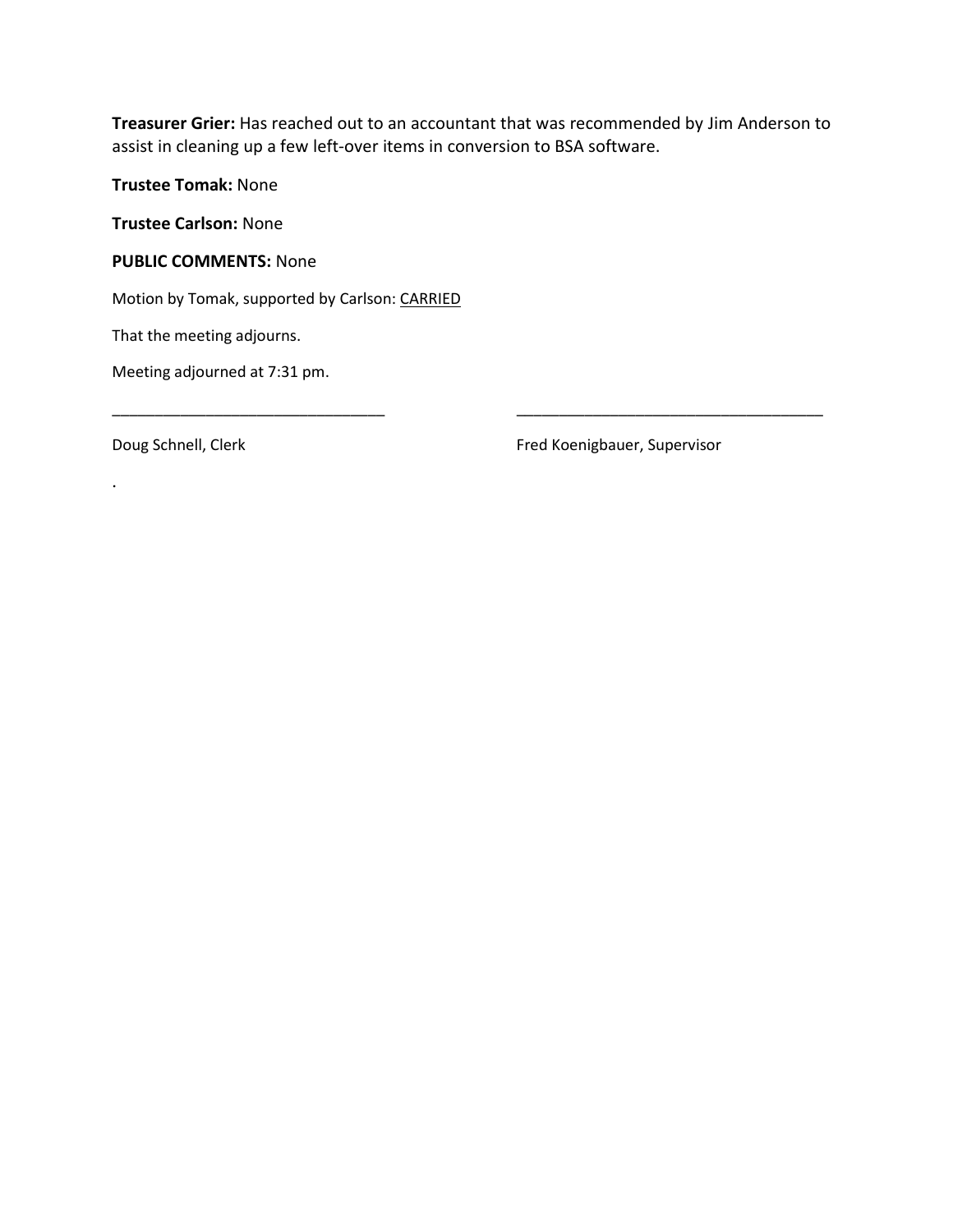**Treasurer Grier:** Has reached out to an accountant that was recommended by Jim Anderson to assist in cleaning up a few left-over items in conversion to BSA software.

**Trustee Tomak:** None

**Trustee Carlson:** None

**PUBLIC COMMENTS:** None

Motion by Tomak, supported by Carlson: <u>CARRIED</u>

That the meeting adjourns.

Meeting adjourned at 7:31 pm.

\_\_\_\_\_\_\_\_\_\_\_\_\_\_\_\_\_\_\_\_\_\_\_\_\_\_\_\_\_\_\_\_ \_\_\_\_\_\_\_\_\_\_\_\_\_\_\_\_\_\_\_\_\_\_\_\_\_\_\_\_\_\_\_\_\_\_\_\_

Doug Schnell, Clerk Fred Koenigbauer, Supervisor

.